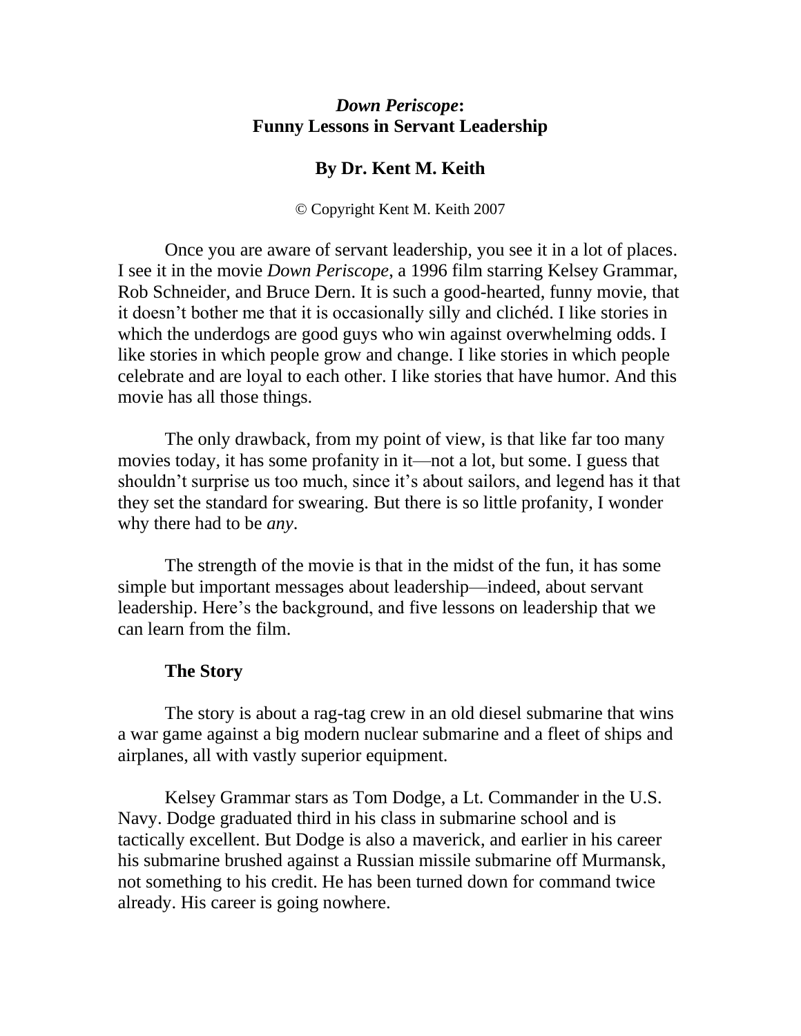# *Down Periscope*: Funny Lessons in Servant Leadership

**By Dr. Kent M. Keith**

© Copyright Kent M. Keith 2007

Once you are aware of servant leadership, you see it in a lot of places. I see it in the movie *Down Periscope*, a 1996 film starring Kelsey Grammar, Rob Schneider, and Bruce Dern. It is such a good-hearted, funny movie, that it doesn't bother me that it is occasionally silly and clichéd. I like stories in which the underdogs are good guys who win against overwhelming odds. I like stories in which people grow and change. I like stories in which people celebrate and are loyal to each other. I like stories that have humor. And this movie has all those things.

The only drawback, from my point of view, is that like far too many movies today, it has some profanity in it—not a lot, but some. I guess that shouldn't surprise us too much, since it's about sailors, and legend has it that they set the standard for swearing. But there is so little profanity, I wonder why there had to be *any*.

The strength of the movie is that in the midst of the fun, it has some simple but important messages about leadership—indeed, about servant leadership. Here's the background, and five lessons on leadership that we can learn from the film.

## The Story

The story is about a rag-tag crew in an old diesel submarine that wins a war game against a big modern nuclear submarine and a fleet of ships and airplanes, all with vastly superior equipment.

Kelsey Grammar stars as Tom Dodge, a Lt. Commander in the U.S. Navy. Dodge graduated third in his class in submarine school and is tactically excellent. But Dodge is also a maverick, and earlier in his career his submarine brushed against a Russian missile submarine off Murmansk, not something to his credit. He has been turned down for command twice already. His career is going nowhere.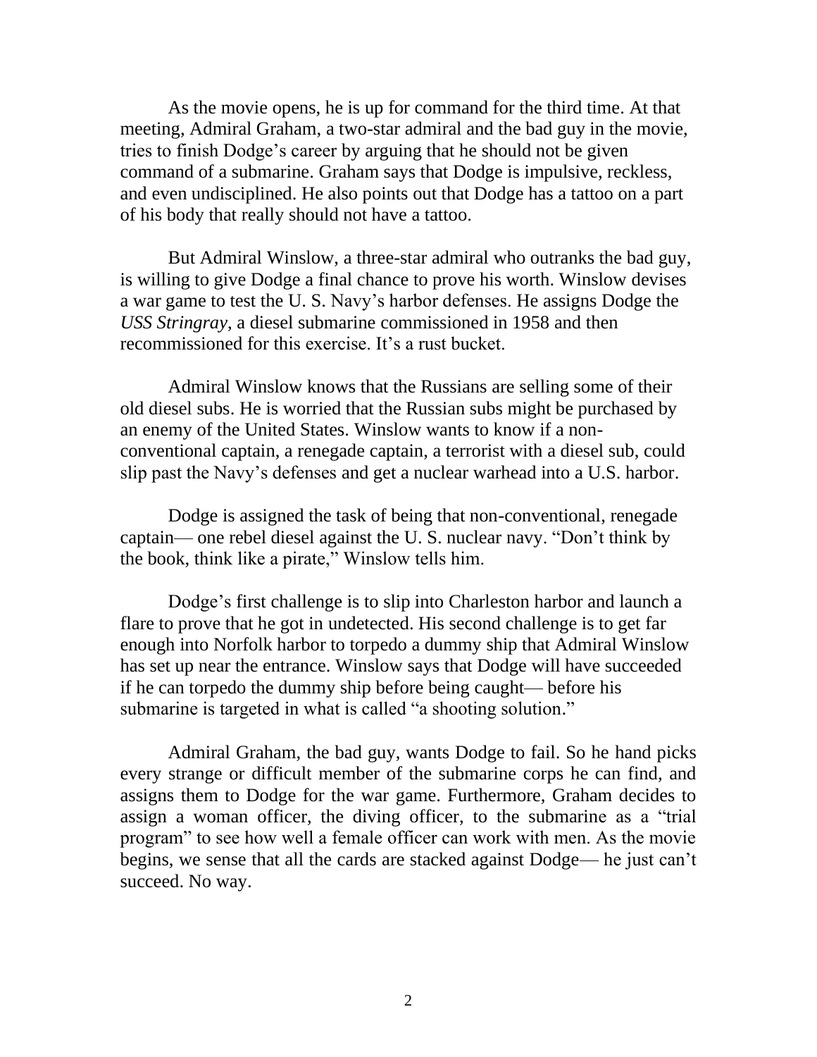As the movie opens, he is up for command for the third time. At that meeting, Admiral Graham, a two-star admiral and the bad guy in the movie, tries to finish Dodge's career by arguing that he should not be given command of a submarine. Graham says that Dodge is impulsive, reckless, and even undisciplined. He also points out that Dodge has a tattoo on a part of his body that really should not have a tattoo.

But Admiral Winslow, a three-star admiral who outranks the bad guy, is willing to give Dodge a final chance to prove his worth. Winslow devises a war game to test the U. S. Navy's harbor defenses. He assigns Dodge the *USS Stringray*, a diesel submarine commissioned in 1958 and then recommissioned for this exercise. It's a rust bucket.

Admiral Winslow knows that the Russians are selling some of their old diesel subs. He is worried that the Russian subs might be purchased by an enemy of the United States. Winslow wants to know if a non-conventional captain, a renegade captain, a terrorist with a diesel sub, could slip past the Navy's defenses and get a nuclear warhead into a U.S. harbor.

Dodge is assigned the task of being that non-conventional, renegade captain— one rebel diesel against the U. S. nuclear navy. "Don't think by the book, think like a pirate," Winslow tells him.

Dodge's first challenge is to slip into Charleston harbor and launch a flare to prove that he got in undetected. His second challenge is to get far enough into Norfolk harbor to torpedo a dummy ship that Admiral Winslow has set up near the entrance. Winslow says that Dodge will have succeeded if he can torpedo the dummy ship before being caught— before his submarine is targeted in what is called "a shooting solution."

Admiral Graham, the bad guy, wants Dodge to fail. So he hand picks every strange or difficult member of the submarine corps he can find, and assigns them to Dodge for the war game. Furthermore, Graham decides to assign a woman officer, the diving officer, to the submarine as a "trial program" to see how well a female officer can work with men. As the movie begins, we sense that all the cards are stacked against Dodge— he just can't succeed. No way.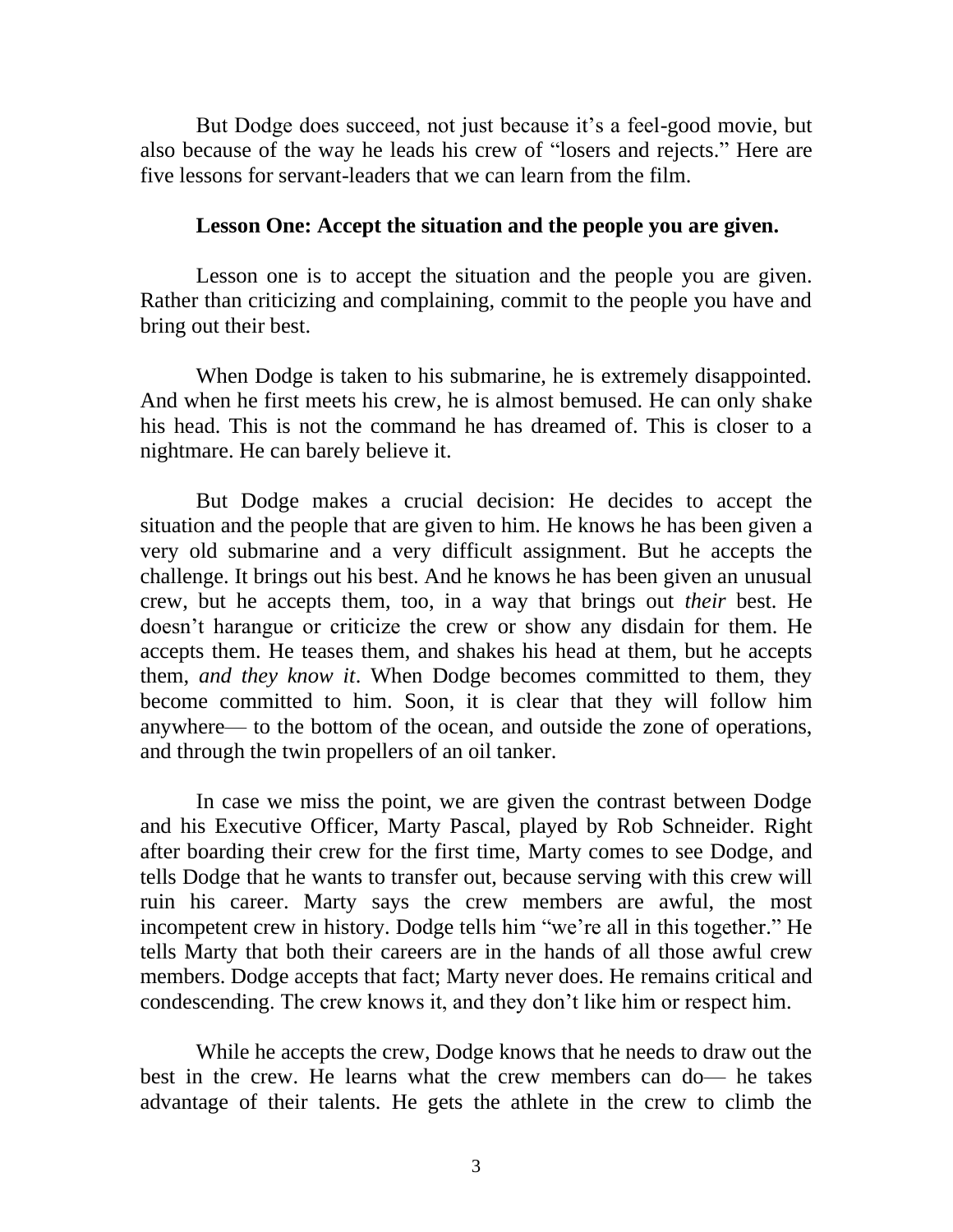But Dodge does succeed, not just because it's a feel-good movie, but also because of the way he leads his crew of "losers and rejects." Here are five lessons for servant-leaders that we can learn from the film.

**Lesson One: Accept the situation and the people you are given.**

Lesson one is to accept the situation and the people you are given. Rather than criticizing and complaining, commit to the people you have and bring out their best.

When Dodge is taken to his submarine, he is extremely disappointed. And when he first meets his crew, he is almost bemused. He can only shake his head. This is not the command he has dreamed of. This is closer to a nightmare. He can barely believe it.

But Dodge makes a crucial decision: He decides to accept the situation and the people that are given to him. He knows he has been given a very old submarine and a very difficult assignment. But he accepts the challenge. It brings out his best. And he knows he has been given an unusual crew, but he accepts them, too, in a way that brings out *their* best. He doesn't harangue or criticize the crew or show any disdain for them. He accepts them. He teases them, and shakes his head at them, but he accepts them, *and they know it*. When Dodge becomes committed to them, they become committed to him. Soon, it is clear that they will follow him anywhere— to the bottom of the ocean, and outside the zone of operations, and through the twin propellers of an oil tanker.

In case we miss the point, we are given the contrast between Dodge and his Executive Officer, Marty Pascal, played by Rob Schneider. Right after boarding their crew for the first time, Marty comes to see Dodge, and tells Dodge that he wants to transfer out, because serving with this crew will ruin his career. Marty says the crew members are awful, the most incompetent crew in history. Dodge tells him "we're all in this together." He tells Marty that both their careers are in the hands of all those awful crew members. Dodge accepts that fact; Marty never does. He remains critical and condescending. The crew knows it, and they don't like him or respect him.

While he accepts the crew, Dodge knows that he needs to draw out the best in the crew. He learns what the crew members can do— he takes advantage of their talents. He gets the athlete in the crew to climb the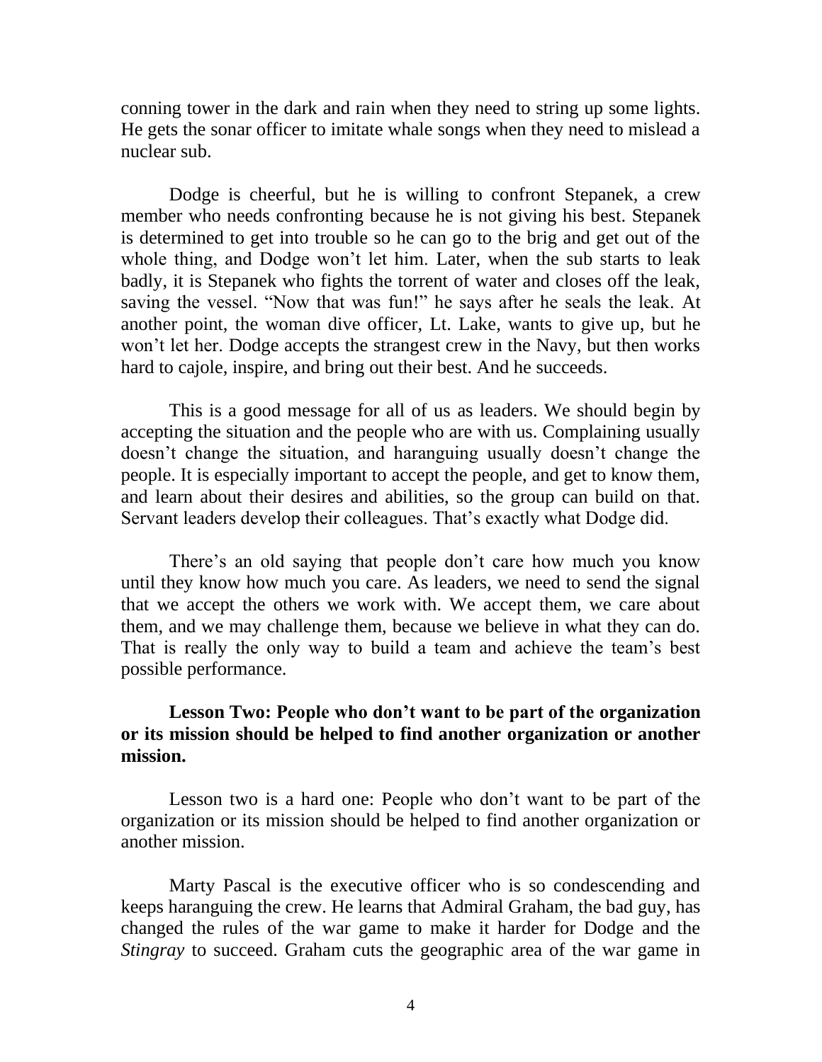conning tower in the dark and rain when they need to string up some lights. He gets the sonar officer to imitate whale songs when they need to mislead a nuclear sub.

Dodge is cheerful, but he is willing to confront Stepanek, a crew member who needs confronting because he is not giving his best. Stepanek is determined to get into trouble so he can go to the brig and get out of the whole thing, and Dodge won't let him. Later, when the sub starts to leak badly, it is Stepanek who fights the torrent of water and closes off the leak, saving the vessel. "Now that was fun!" he says after he seals the leak. At another point, the woman dive officer, Lt. Lake, wants to give up, but he won't let her. Dodge accepts the strangest crew in the Navy, but then works hard to cajole, inspire, and bring out their best. And he succeeds.

This is a good message for all of us as leaders. We should begin by accepting the situation and the people who are with us. Complaining usually doesn't change the situation, and haranguing usually doesn't change the people. It is especially important to accept the people, and get to know them, and learn about their desires and abilities, so the group can build on that. Servant leaders develop their colleagues. That's exactly what Dodge did.

There's an old saying that people don't care how much you know until they know how much you care. As leaders, we need to send the signal that we accept the others we work with. We accept them, we care about them, and we may challenge them, because we believe in what they can do. That is really the only way to build a team and achieve the team's best possible performance.

**Lesson Two: People who don't want to be part of the organization or its mission should be helped to find another organization or another mission.**

Lesson two is a hard one: People who don't want to be part of the organization or its mission should be helped to find another organization or another mission.

Marty Pascal is the executive officer who is so condescending and keeps haranguing the crew. He learns that Admiral Graham, the bad guy, has changed the rules of the war game to make it harder for Dodge and the *Stingray* to succeed. Graham cuts the geographic area of the war game in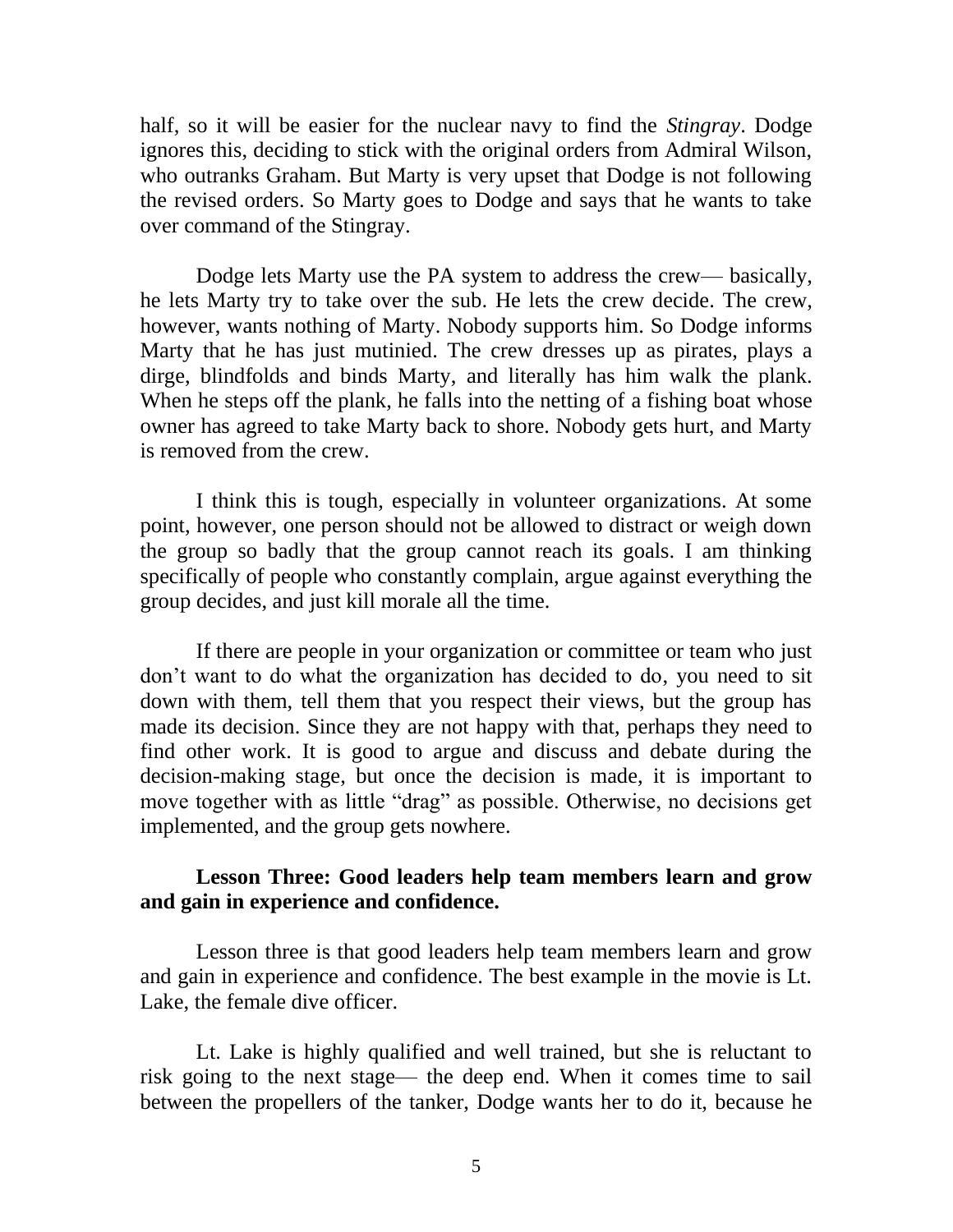half, so it will be easier for the nuclear navy to find the *Stingray*. Dodge ignores this, deciding to stick with the original orders from Admiral Wilson, who outranks Graham. But Marty is very upset that Dodge is not following the revised orders. So Marty goes to Dodge and says that he wants to take over command of the Stingray.

Dodge lets Marty use the PA system to address the crew— basically, he lets Marty try to take over the sub. He lets the crew decide. The crew, however, wants nothing of Marty. Nobody supports him. So Dodge informs Marty that he has just mutinied. The crew dresses up as pirates, plays a dirge, blindfolds and binds Marty, and literally has him walk the plank. When he steps off the plank, he falls into the netting of a fishing boat whose owner has agreed to take Marty back to shore. Nobody gets hurt, and Marty is removed from the crew.

I think this is tough, especially in volunteer organizations. At some point, however, one person should not be allowed to distract or weigh down the group so badly that the group cannot reach its goals. I am thinking specifically of people who constantly complain, argue against everything the group decides, and just kill morale all the time.

If there are people in your organization or committee or team who just don't want to do what the organization has decided to do, you need to sit down with them, tell them that you respect their views, but the group has made its decision. Since they are not happy with that, perhaps they need to find other work. It is good to argue and discuss and debate during the decision-making stage, but once the decision is made, it is important to move together with as little "drag" as possible. Otherwise, no decisions get implemented, and the group gets nowhere.

**Lesson Three: Good leaders help team members learn and grow and gain in experience and confidence.**

Lesson three is that good leaders help team members learn and grow and gain in experience and confidence. The best example in the movie is Lt. Lake, the female dive officer.

Lt. Lake is highly qualified and well trained, but she is reluctant to risk going to the next stage— the deep end. When it comes time to sail between the propellers of the tanker, Dodge wants her to do it, because he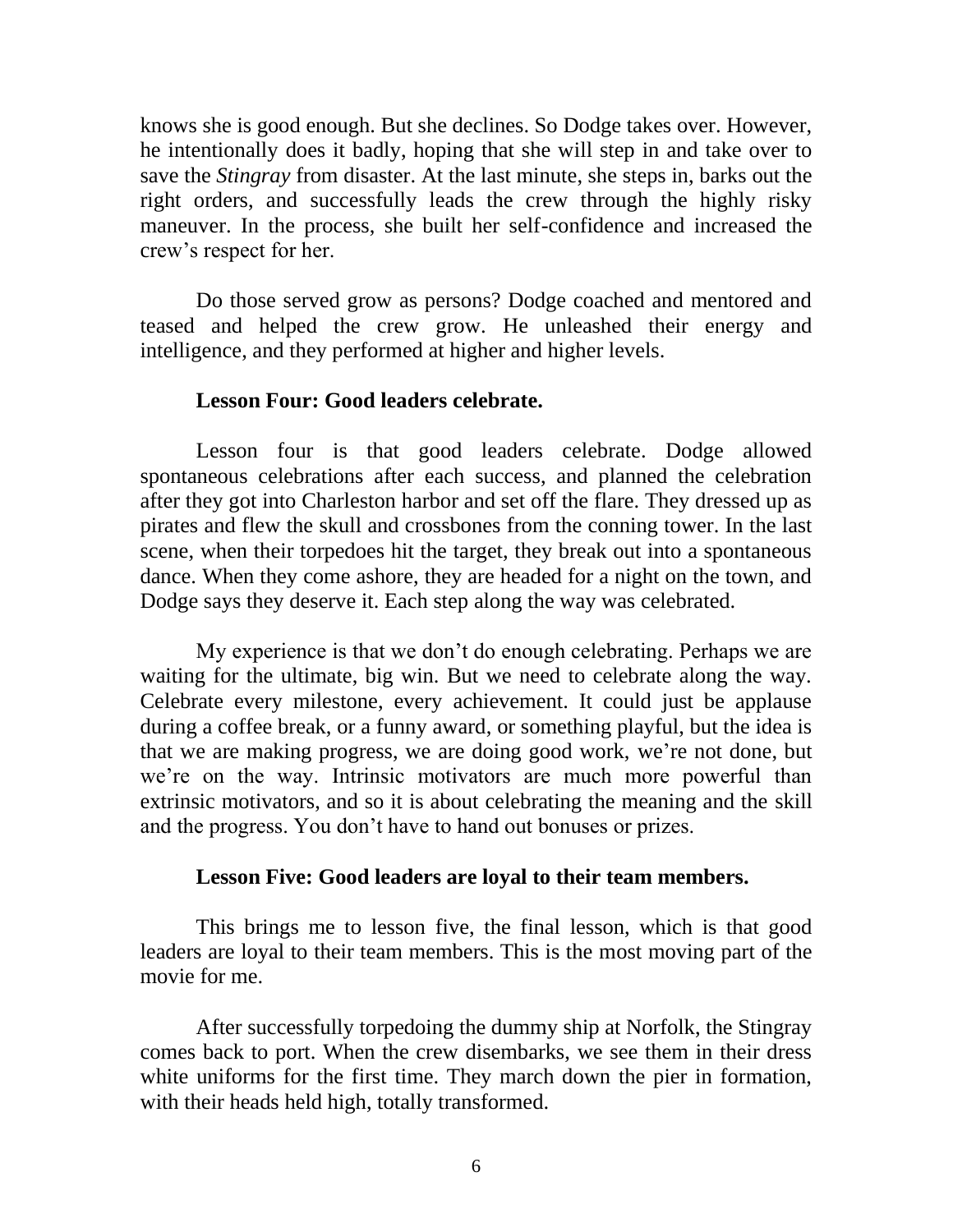knows she is good enough. But she declines. So Dodge takes over. However, he intentionally does it badly, hoping that she will step in and take over to save the *Stingray* from disaster. At the last minute, she steps in, barks out the right orders, and successfully leads the crew through the highly risky maneuver. In the process, she built her self-confidence and increased the crew's respect for her.

Do those served grow as persons? Dodge coached and mentored and teased and helped the crew grow. He unleashed their energy and intelligence, and they performed at higher and higher levels.

**Lesson Four: Good leaders celebrate.**

Lesson four is that good leaders celebrate. Dodge allowed spontaneous celebrations after each success, and planned the celebration after they got into Charleston harbor and set off the flare. They dressed up as pirates and flew the skull and crossbones from the conning tower. In the last scene, when their torpedoes hit the target, they break out into a spontaneous dance. When they come ashore, they are headed for a night on the town, and Dodge says they deserve it. Each step along the way was celebrated.

My experience is that we don't do enough celebrating. Perhaps we are waiting for the ultimate, big win. But we need to celebrate along the way. Celebrate every milestone, every achievement. It could just be applause during a coffee break, or a funny award, or something playful, but the idea is that we are making progress, we are doing good work, we're not done, but we're on the way. Intrinsic motivators are much more powerful than extrinsic motivators, and so it is about celebrating the meaning and the skill and the progress. You don't have to hand out bonuses or prizes.

**Lesson Five: Good leaders are loyal to their team members.**

This brings me to lesson five, the final lesson, which is that good leaders are loyal to their team members. This is the most moving part of the movie for me.

After successfully torpedoing the dummy ship at Norfolk, the Stingray comes back to port. When the crew disembarks, we see them in their dress white uniforms for the first time. They march down the pier in formation, with their heads held high, totally transformed.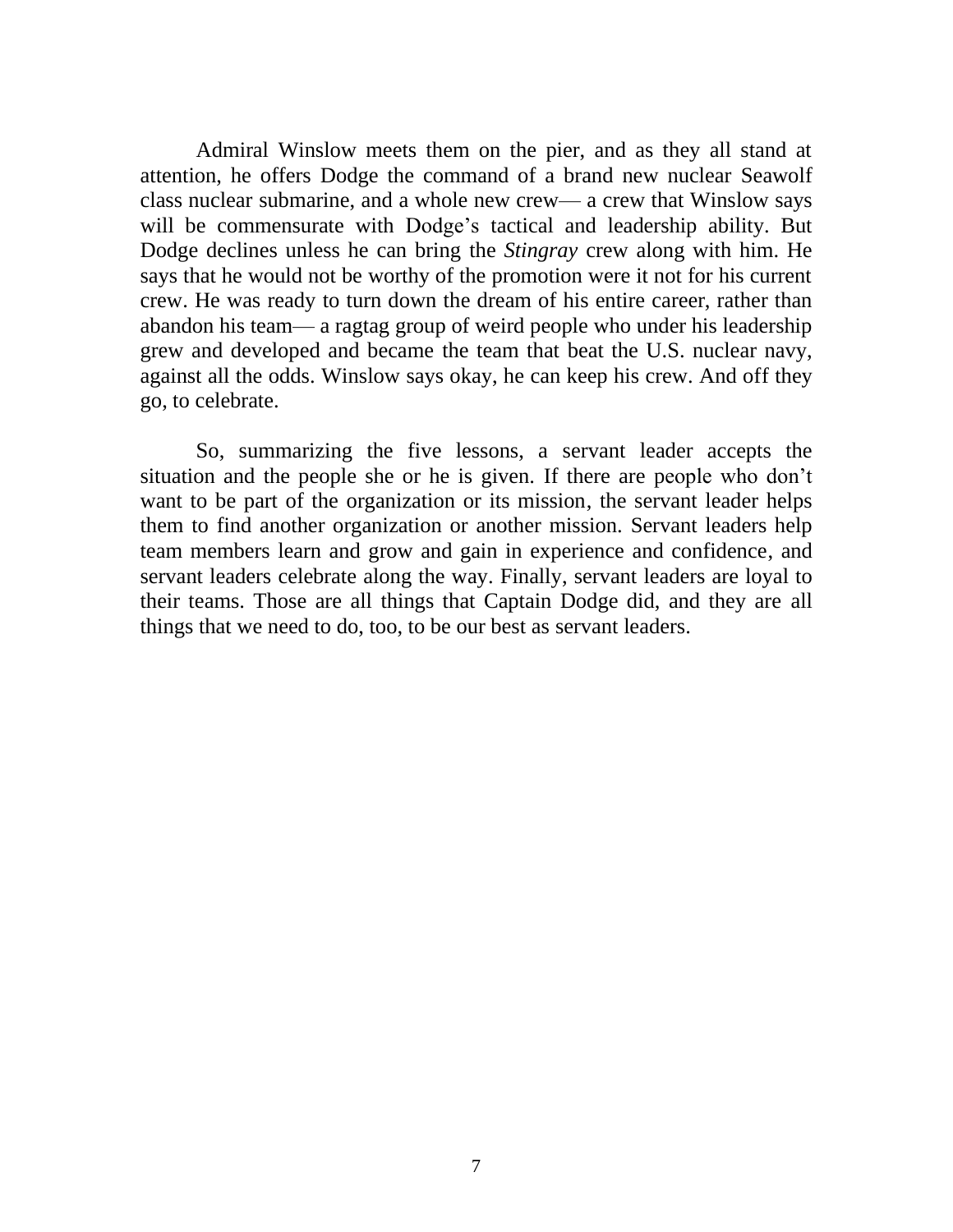Admiral Winslow meets them on the pier, and as they all stand at attention, he offers Dodge the command of a brand new nuclear Seawolf class nuclear submarine, and a whole new crew— a crew that Winslow says will be commensurate with Dodge's tactical and leadership ability. But Dodge declines unless he can bring the *Stingray* crew along with him. He says that he would not be worthy of the promotion were it not for his current crew. He was ready to turn down the dream of his entire career, rather than abandon his team— a ragtag group of weird people who under his leadership grew and developed and became the team that beat the U.S. nuclear navy, against all the odds. Winslow says okay, he can keep his crew. And off they go, to celebrate.

So, summarizing the five lessons, a servant leader accepts the situation and the people she or he is given. If there are people who don't want to be part of the organization or its mission, the servant leader helps them to find another organization or another mission. Servant leaders help team members learn and grow and gain in experience and confidence, and servant leaders celebrate along the way. Finally, servant leaders are loyal to their teams. Those are all things that Captain Dodge did, and they are all things that we need to do, too, to be our best as servant leaders.